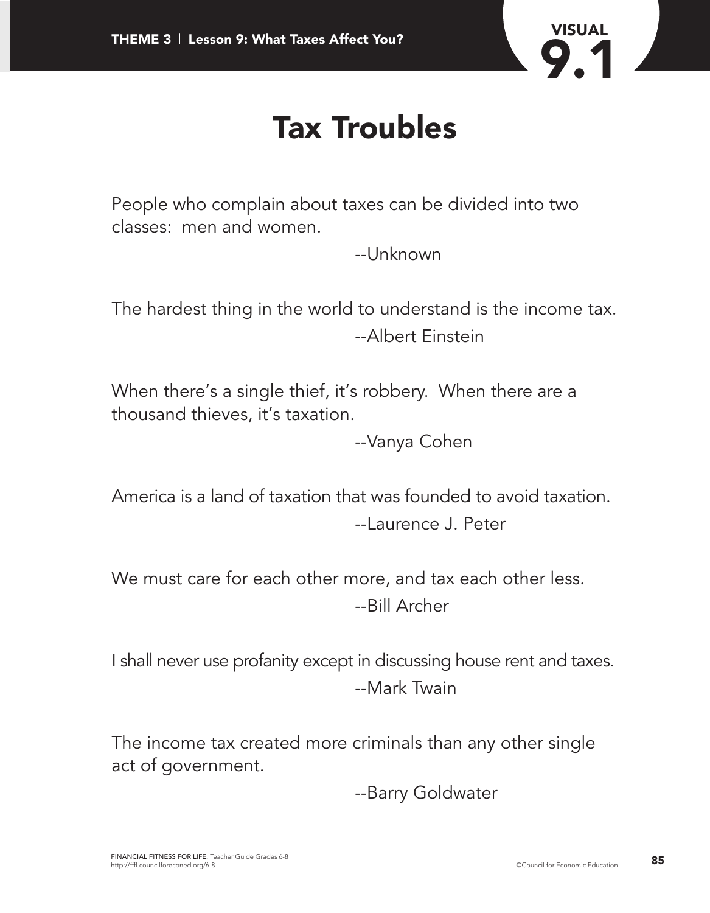# Tax Troubles

People who complain about taxes can be divided into two classes: men and women.

--Unknown

The hardest thing in the world to understand is the income tax.

--Albert Einstein

When there's a single thief, it's robbery. When there are a thousand thieves, it's taxation.

--Vanya Cohen

America is a land of taxation that was founded to avoid taxation.

--Laurence J. Peter

We must care for each other more, and tax each other less.

--Bill Archer

I shall never use profanity except in discussing house rent and taxes.

--Mark Twain

The income tax created more criminals than any other single act of government.

--Barry Goldwater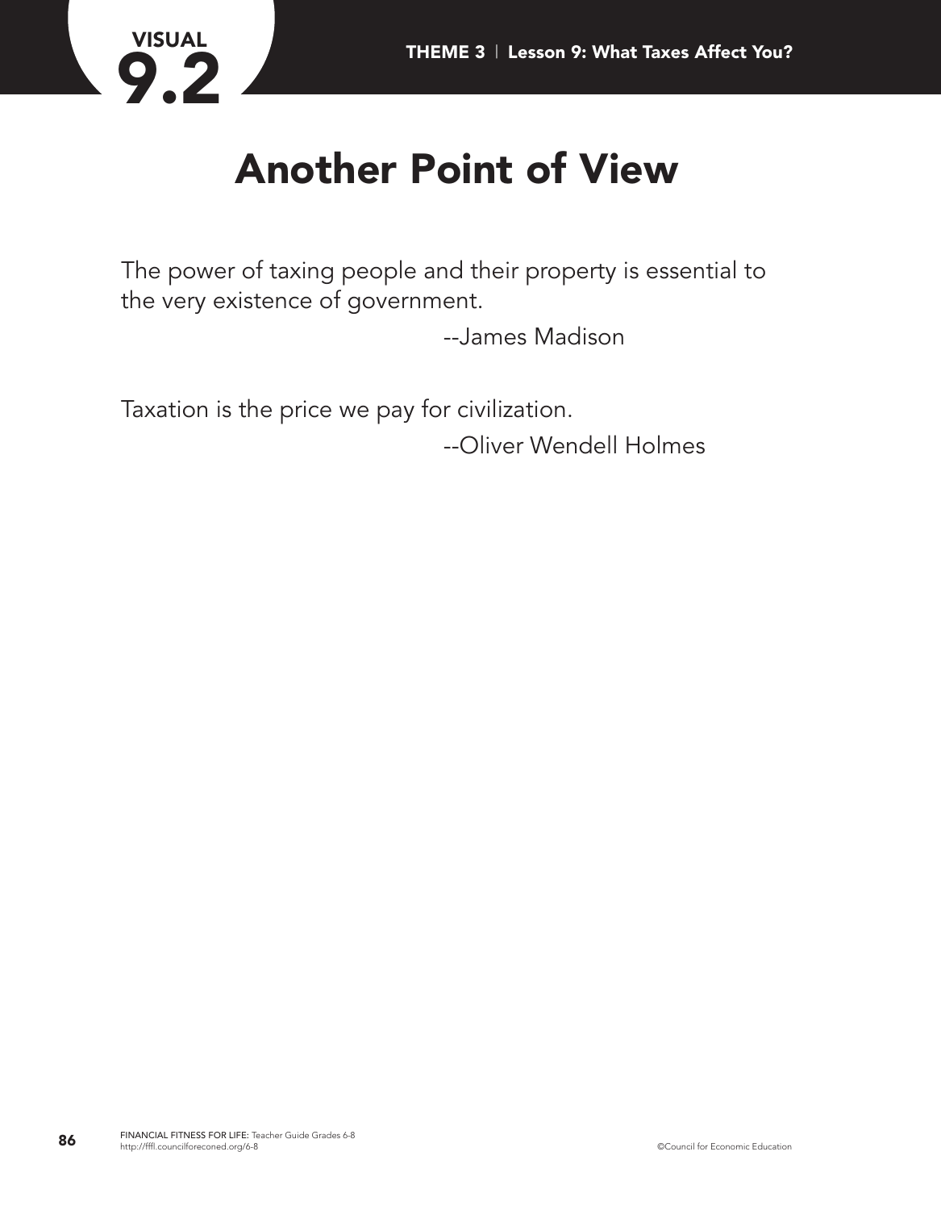# Another Point of View

The power of taxing people and their property is essential to the very existence of government.

--James Madison

Taxation is the price we pay for civilization.

--Oliver Wendell Holmes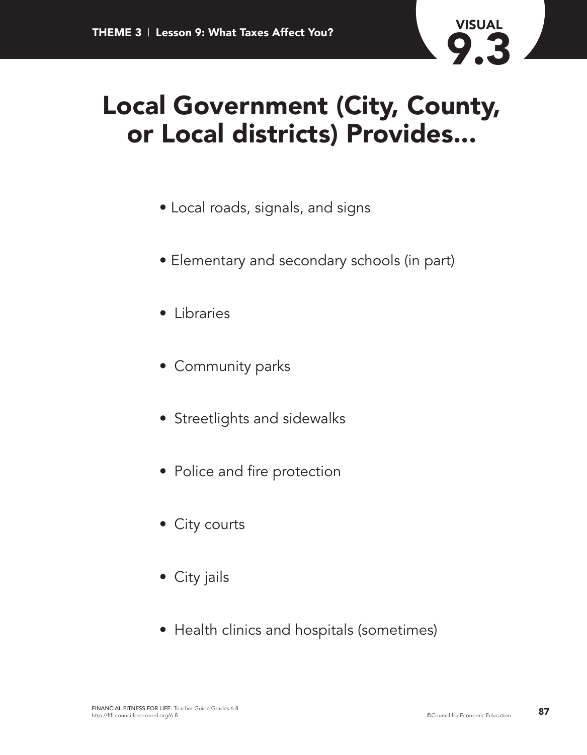VISUAL 9.3

# Local Government (City, County, or Local districts) Provides...

- Local roads, signals, and signs
- Elementary and secondary schools (in part)
- Libraries
- Community parks
- Streetlights and sidewalks
- Police and fire protection
- City courts
- City jails
- Health clinics and hospitals (sometimes)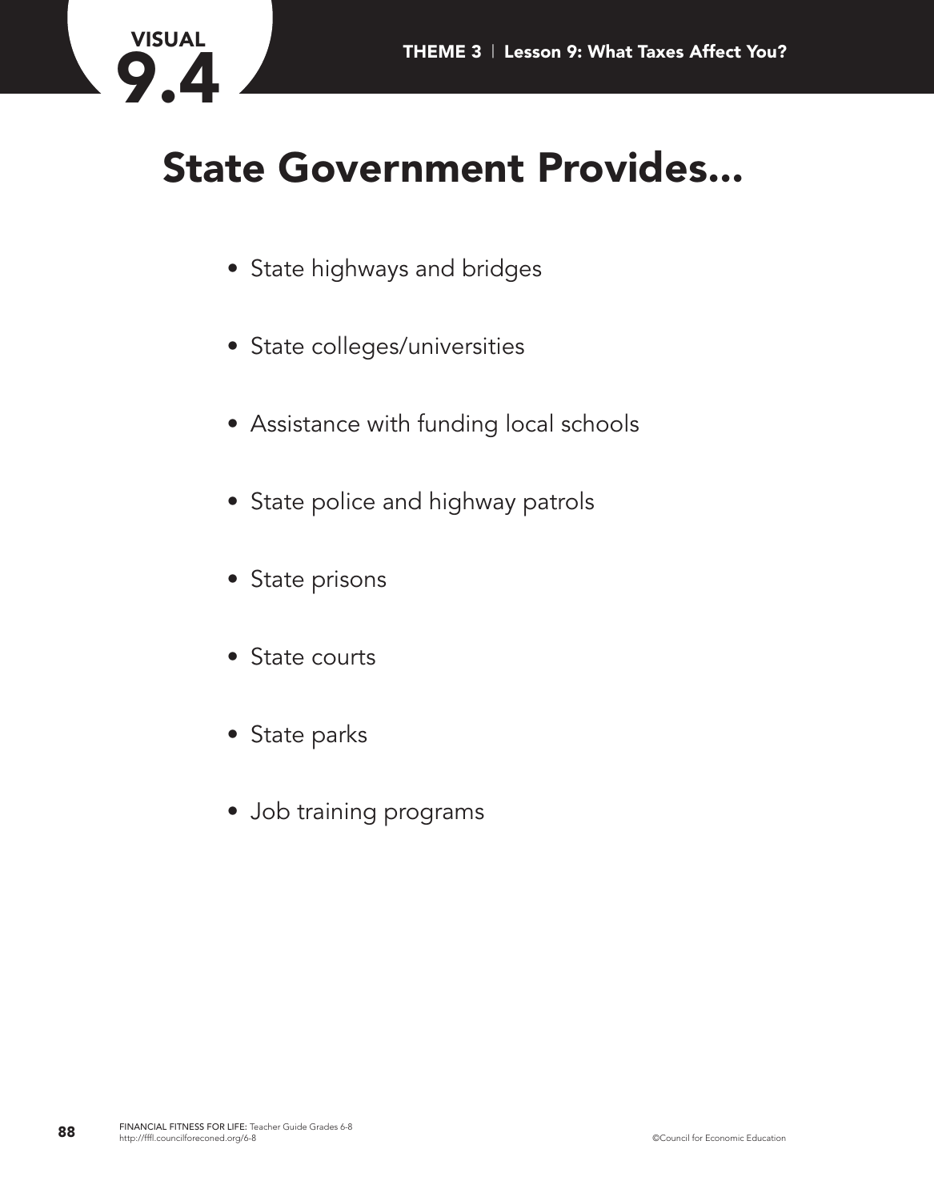VISUAL 9.4

# State Government Provides...

- State highways and bridges
- State colleges/universities
- Assistance with funding local schools
- State police and highway patrols
- State prisons
- State courts
- State parks
- Job training programs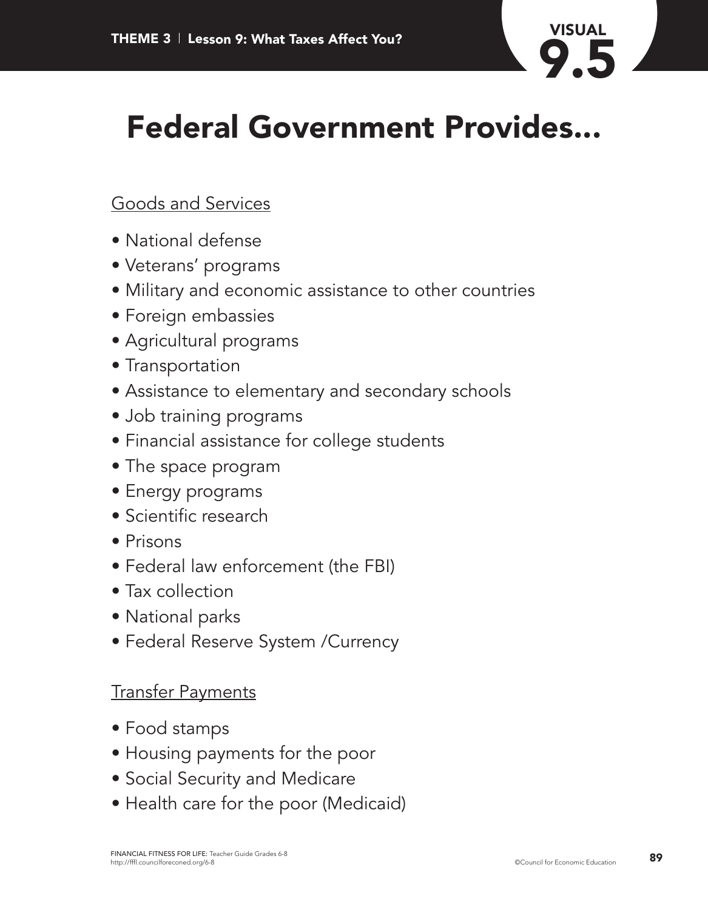# Federal Government Provides...

Goods and Services

- National defense
- Veterans' programs
- Military and economic assistance to other countries
- Foreign embassies
- Agricultural programs
- Transportation
- Assistance to elementary and secondary schools
- Job training programs
- Financial assistance for college students
- The space program
- Energy programs
- Scientific research
- Prisons
- Federal law enforcement (the FBI)
- Tax collection
- National parks
- Federal Reserve System /Currency

Transfer Payments

- Food stamps
- Housing payments for the poor
- Social Security and Medicare
- Health care for the poor (Medicaid)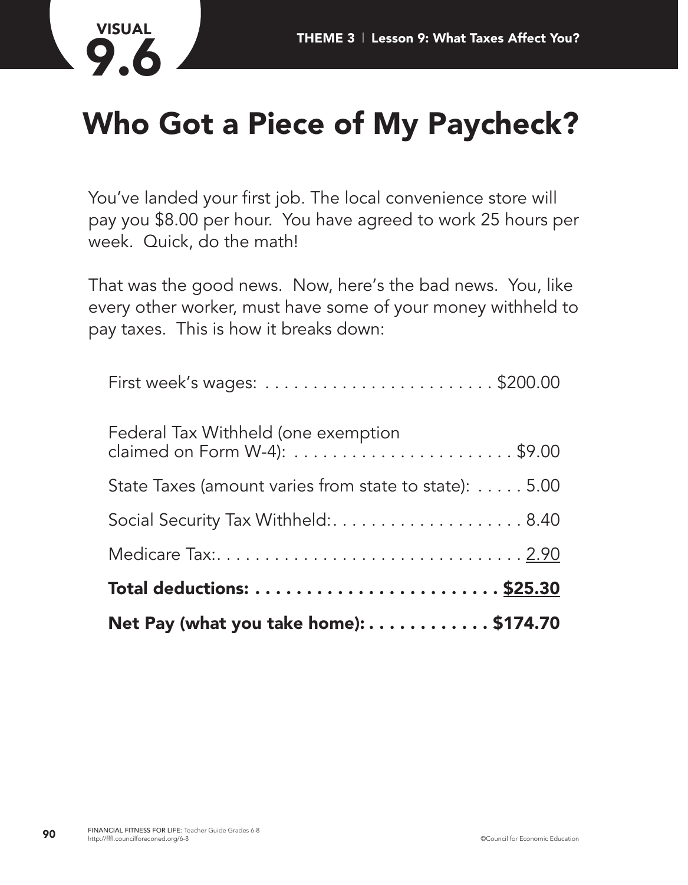VISUAL 9.6

# Who Got a Piece of My Paycheck?

You've landed your first job. The local convenience store will pay you $8.00 per hour. You have agreed to work 25 hours per week. Quick, do the math!

That was the good news. Now, here's the bad news. You, like every other worker, must have some of your money withheld to pay taxes. This is how it breaks down:

| | |
|---|---|
| First week's wages: | $200.00 |
| Federal Tax Withheld (one exemption claimed on Form W-4): | $9.00 |
| State Taxes (amount varies from state to state): | 5.00 |
| Social Security Tax Withheld: | 8.40 |
| Medicare Tax: | 2.90 |
| **Total deductions:** | **$25.30** |
| **Net Pay (what you take home):** | **$174.70** |